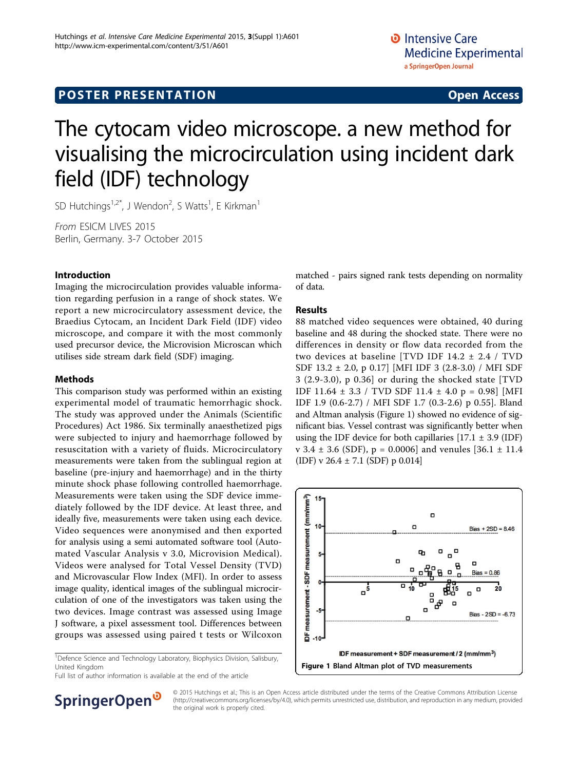POSTER PRESENTATION

Open Access

# The cytocam video microscope. a new method for visualising the microcirculation using incident dark field (IDF) technology

SD Hutchings[1,2*], J Wendon[2], S Watts[1], E Kirkman[1]

*From* ESICM LIVES 2015
Berlin, Germany. 3-7 October 2015

## Introduction

Imaging the microcirculation provides valuable information regarding perfusion in a range of shock states. We report a new microcirculatory assessment device, the Braedius Cytocam, an Incident Dark Field (IDF) video microscope, and compare it with the most commonly used precursor device, the Microvision Microscan which utilises side stream dark field (SDF) imaging.

## Methods

This comparison study was performed within an existing experimental model of traumatic hemorrhagic shock. The study was approved under the Animals (Scientific Procedures) Act 1986. Six terminally anaesthetized pigs were subjected to injury and haemorrhage followed by resuscitation with a variety of fluids. Microcirculatory measurements were taken from the sublingual region at baseline (pre-injury and haemorrhage) and in the thirty minute shock phase following controlled haemorrhage. Measurements were taken using the SDF device immediately followed by the IDF device. At least three, and ideally five, measurements were taken using each device. Video sequences were anonymised and then exported for analysis using a semi automated software tool (Automated Vascular Analysis v 3.0, Microvision Medical). Videos were analysed for Total Vessel Density (TVD) and Microvascular Flow Index (MFI). In order to assess image quality, identical images of the sublingual microcirculation of one of the investigators was taken using the two devices. Image contrast was assessed using Image J software, a pixel assessment tool. Differences between groups was assessed using paired t tests or Wilcoxon matched - pairs signed rank tests depending on normality of data.

## Results

88 matched video sequences were obtained, 40 during baseline and 48 during the shocked state. There were no differences in density or flow data recorded from the two devices at baseline [TVD IDF 14.2 ± 2.4 / TVD SDF 13.2 ± 2.0, p 0.17] [MFI IDF 3 (2.8-3.0) / MFI SDF 3 (2.9-3.0), p 0.36] or during the shocked state [TVD IDF 11.64 ± 3.3 / TVD SDF 11.4 ± 4.0 p = 0.98] [MFI IDF 1.9 (0.6-2.7) / MFI SDF 1.7 (0.3-2.6) p 0.55]. Bland and Altman analysis (Figure 1) showed no evidence of significant bias. Vessel contrast was significantly better when using the IDF device for both capillaries [17.1 ± 3.9 (IDF) v 3.4 ± 3.6 (SDF), p = 0.0006] and venules [36.1 ± 11.4 (IDF) v 26.4 ± 7.1 (SDF) p 0.014]

**Figure 1** Bland Altman plot of TVD measurements

[1]Defence Science and Technology Laboratory, Biophysics Division, Salisbury, United Kingdom
Full list of author information is available at the end of the article

© 2015 Hutchings et al.; This is an Open Access article distributed under the terms of the Creative Commons Attribution License (http://creativecommons.org/licenses/by/4.0), which permits unrestricted use, distribution, and reproduction in any medium, provided the original work is properly cited.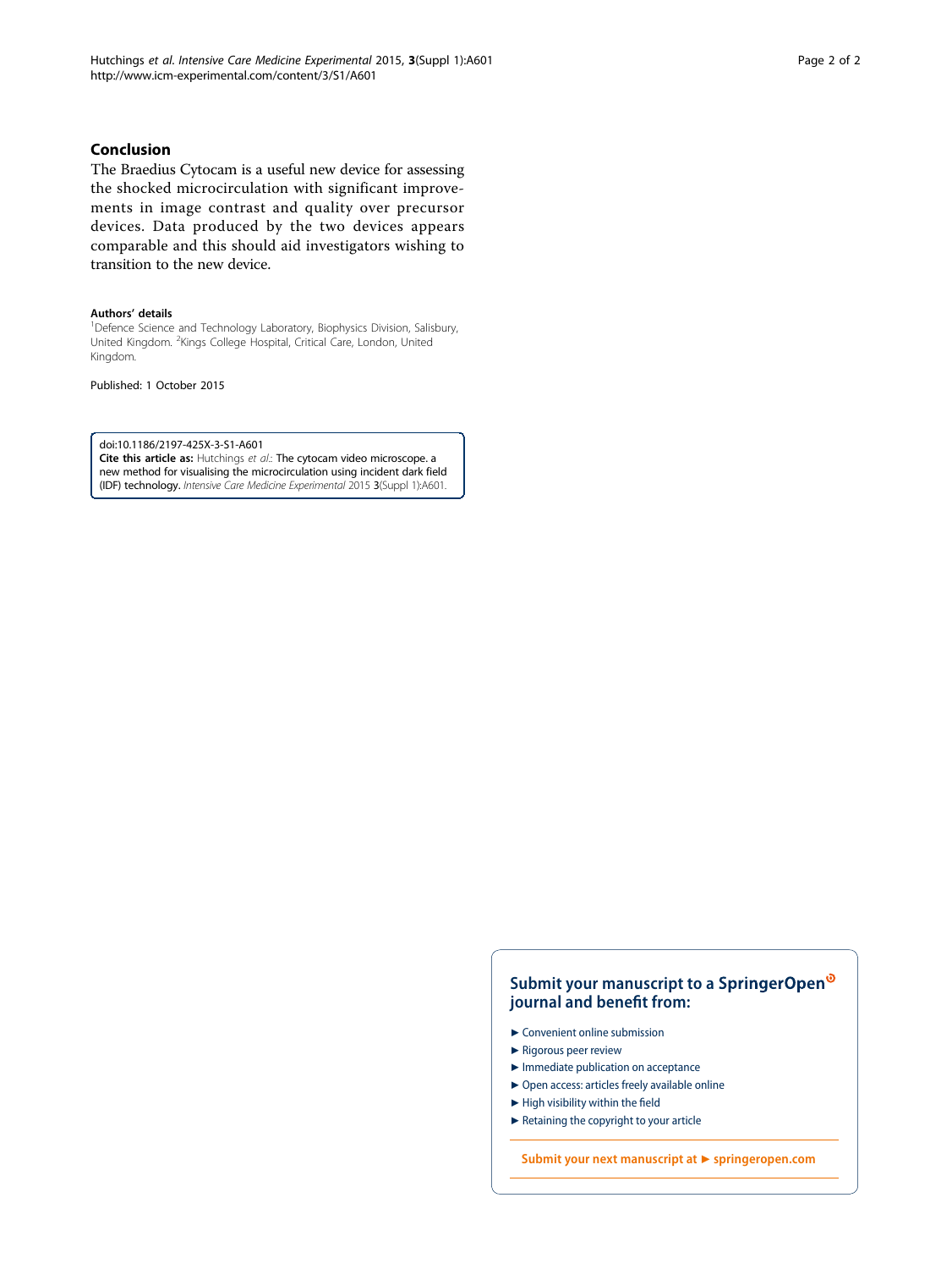## Conclusion

The Braedius Cytocam is a useful new device for assessing the shocked microcirculation with significant improvements in image contrast and quality over precursor devices. Data produced by the two devices appears comparable and this should aid investigators wishing to transition to the new device.

#### Authors' details

[1]Defence Science and Technology Laboratory, Biophysics Division, Salisbury, United Kingdom. [2]Kings College Hospital, Critical Care, London, United Kingdom.

Published: 1 October 2015

doi:10.1186/2197-425X-3-S1-A601

**Cite this article as:** Hutchings *et al.*: The cytocam video microscope. a new method for visualising the microcirculation using incident dark field (IDF) technology. *Intensive Care Medicine Experimental* 2015 **3**(Suppl 1):A601.

**Submit your manuscript to a SpringerOpen journal and benefit from:**

- ► Convenient online submission
- ► Rigorous peer review
- ► Immediate publication on acceptance
- ► Open access: articles freely available online
- ► High visibility within the field
- ► Retaining the copyright to your article

**Submit your next manuscript at ► springeropen.com**